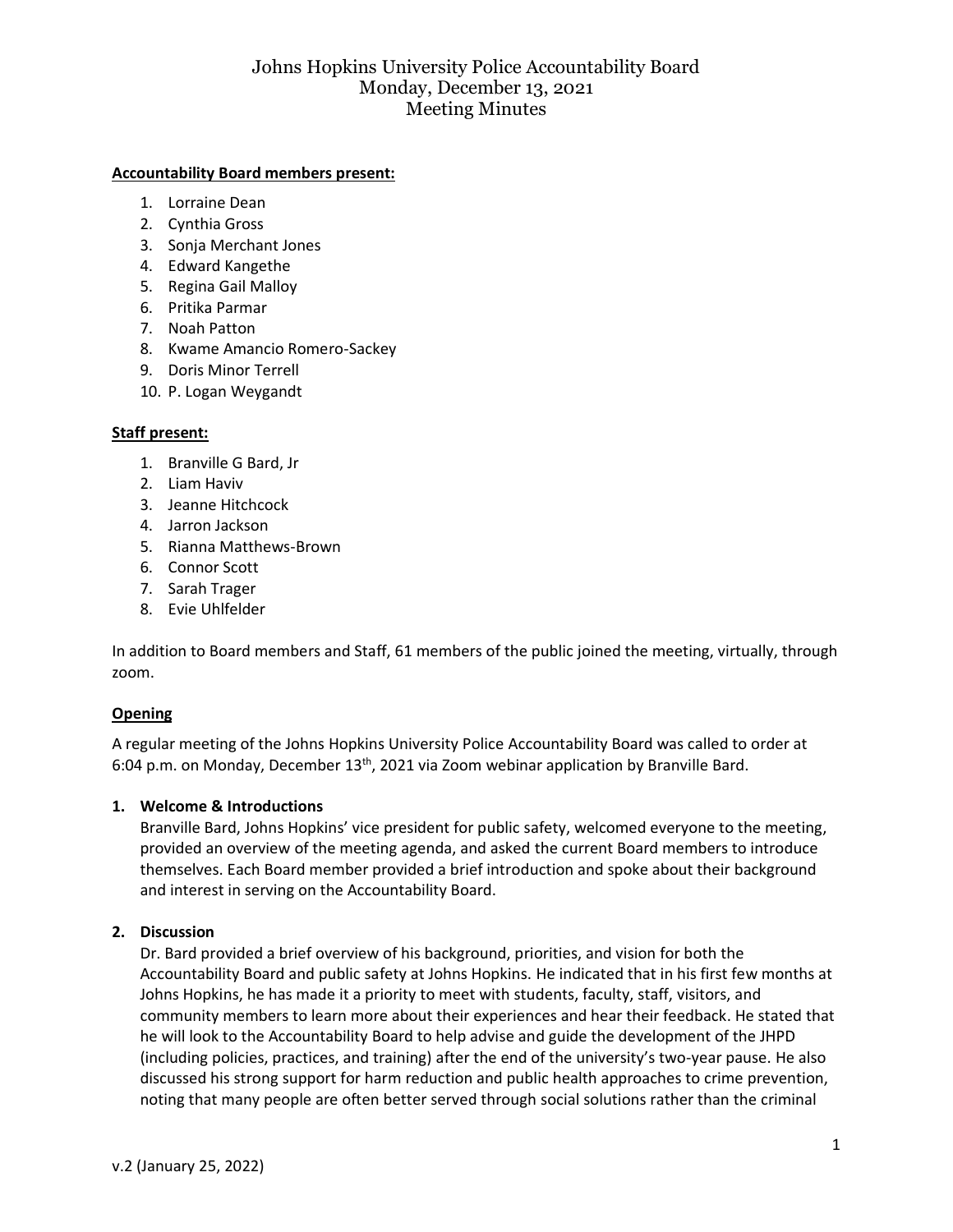# Johns Hopkins University Police Accountability Board
## Monday, December 13, 2021
## Meeting Minutes

**Accountability Board members present:**

1. Lorraine Dean
2. Cynthia Gross
3. Sonja Merchant Jones
4. Edward Kangethe
5. Regina Gail Malloy
6. Pritika Parmar
7. Noah Patton
8. Kwame Amancio Romero-Sackey
9. Doris Minor Terrell
10. P. Logan Weygandt

**Staff present:**

1. Branville G Bard, Jr
2. Liam Haviv
3. Jeanne Hitchcock
4. Jarron Jackson
5. Rianna Matthews-Brown
6. Connor Scott
7. Sarah Trager
8. Evie Uhlfelder

In addition to Board members and Staff, 61 members of the public joined the meeting, virtually, through zoom.

**Opening**

A regular meeting of the Johns Hopkins University Police Accountability Board was called to order at 6:04 p.m. on Monday, December 13th, 2021 via Zoom webinar application by Branville Bard.

1. **Welcome & Introductions**
   Branville Bard, Johns Hopkins' vice president for public safety, welcomed everyone to the meeting, provided an overview of the meeting agenda, and asked the current Board members to introduce themselves. Each Board member provided a brief introduction and spoke about their background and interest in serving on the Accountability Board.

2. **Discussion**
   Dr. Bard provided a brief overview of his background, priorities, and vision for both the Accountability Board and public safety at Johns Hopkins. He indicated that in his first few months at Johns Hopkins, he has made it a priority to meet with students, faculty, staff, visitors, and community members to learn more about their experiences and hear their feedback. He stated that he will look to the Accountability Board to help advise and guide the development of the JHPD (including policies, practices, and training) after the end of the university's two-year pause. He also discussed his strong support for harm reduction and public health approaches to crime prevention, noting that many people are often better served through social solutions rather than the criminal

v.2 (January 25, 2022)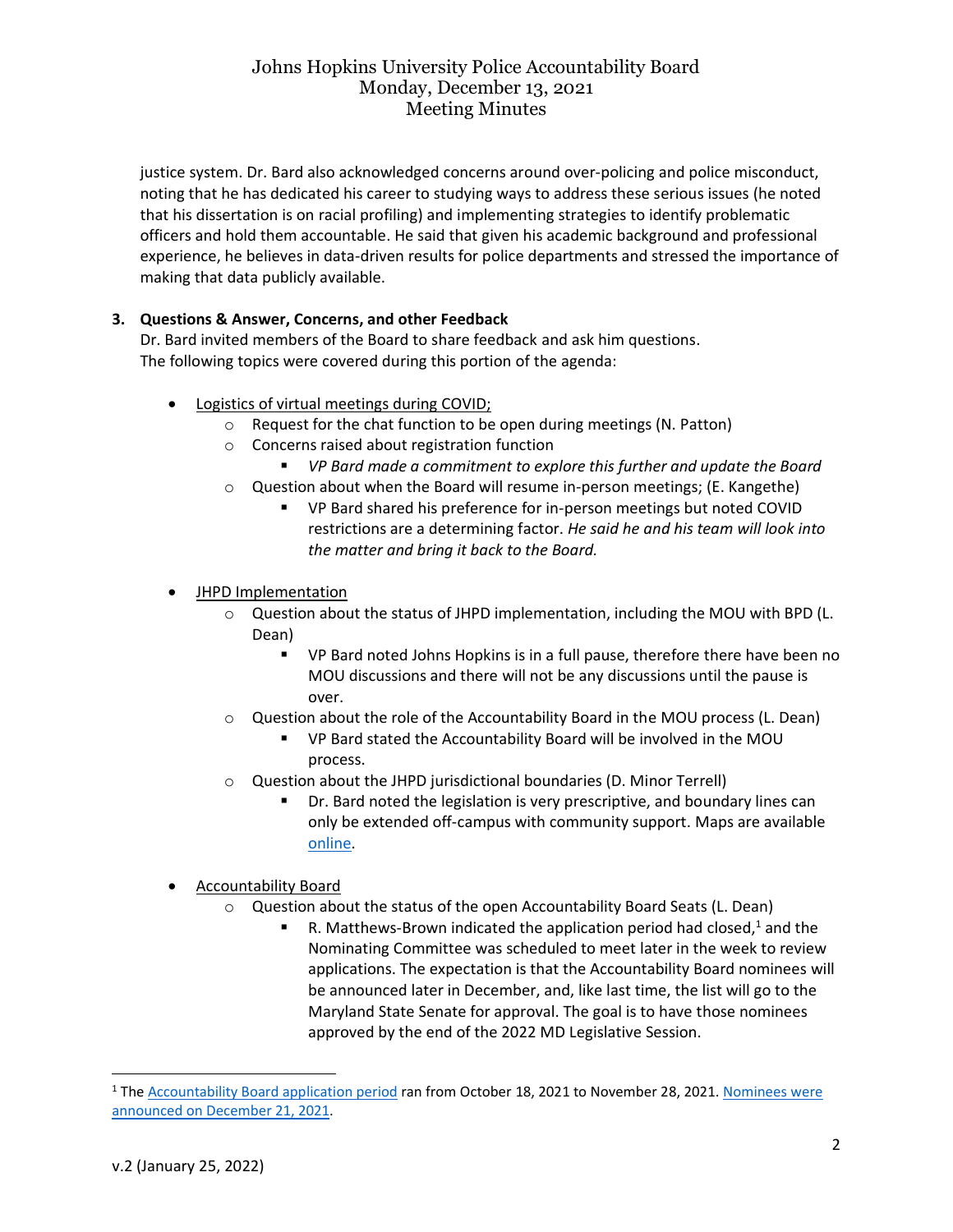justice system. Dr. Bard also acknowledged concerns around over-policing and police misconduct, noting that he has dedicated his career to studying ways to address these serious issues (he noted that his dissertation is on racial profiling) and implementing strategies to identify problematic officers and hold them accountable. He said that given his academic background and professional experience, he believes in data-driven results for police departments and stressed the importance of making that data publicly available.

**3. Questions & Answer, Concerns, and other Feedback**

Dr. Bard invited members of the Board to share feedback and ask him questions.
The following topics were covered during this portion of the agenda:

- Logistics of virtual meetings during COVID;
    - Request for the chat function to be open during meetings (N. Patton)
    - Concerns raised about registration function
        - *VP Bard made a commitment to explore this further and update the Board*
    - Question about when the Board will resume in-person meetings; (E. Kangethe)
        - VP Bard shared his preference for in-person meetings but noted COVID restrictions are a determining factor. *He said he and his team will look into the matter and bring it back to the Board.*

- JHPD Implementation
    - Question about the status of JHPD implementation, including the MOU with BPD (L. Dean)
        - VP Bard noted Johns Hopkins is in a full pause, therefore there have been no MOU discussions and there will not be any discussions until the pause is over.
    - Question about the role of the Accountability Board in the MOU process (L. Dean)
        - VP Bard stated the Accountability Board will be involved in the MOU process.
    - Question about the JHPD jurisdictional boundaries (D. Minor Terrell)
        - Dr. Bard noted the legislation is very prescriptive, and boundary lines can only be extended off-campus with community support. Maps are available online.

- Accountability Board
    - Question about the status of the open Accountability Board Seats (L. Dean)
        - R. Matthews-Brown indicated the application period had closed,[1] and the Nominating Committee was scheduled to meet later in the week to review applications. The expectation is that the Accountability Board nominees will be announced later in December, and, like last time, the list will go to the Maryland State Senate for approval. The goal is to have those nominees approved by the end of the 2022 MD Legislative Session.

---

[1] The Accountability Board application period ran from October 18, 2021 to November 28, 2021. Nominees were announced on December 21, 2021.

v.2 (January 25, 2022)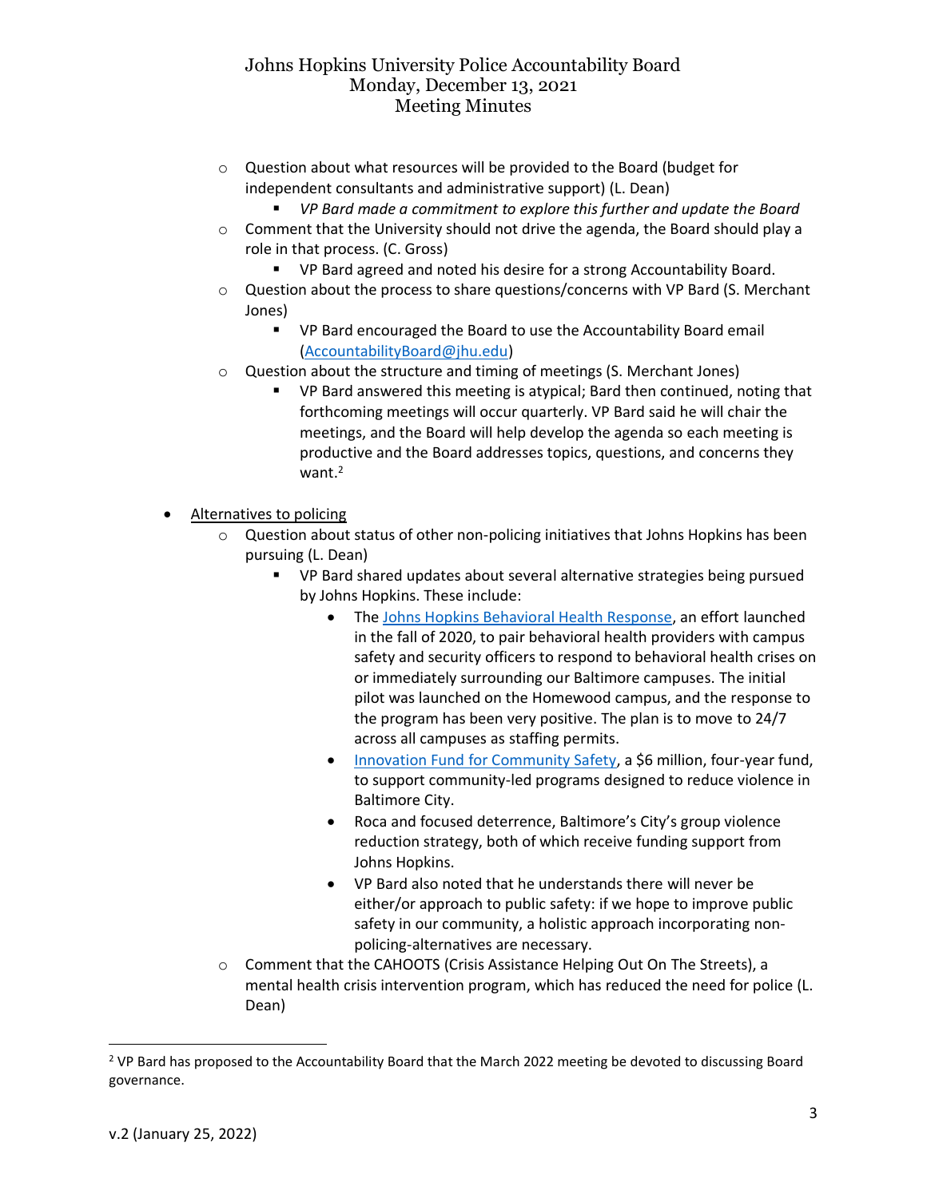- Question about what resources will be provided to the Board (budget for independent consultants and administrative support) (L. Dean)
  - *VP Bard made a commitment to explore this further and update the Board*
- Comment that the University should not drive the agenda, the Board should play a role in that process. (C. Gross)
  - VP Bard agreed and noted his desire for a strong Accountability Board.
- Question about the process to share questions/concerns with VP Bard (S. Merchant Jones)
  - VP Bard encouraged the Board to use the Accountability Board email ([AccountabilityBoard@jhu.edu](mailto:AccountabilityBoard@jhu.edu))
- Question about the structure and timing of meetings (S. Merchant Jones)
  - VP Bard answered this meeting is atypical; Bard then continued, noting that forthcoming meetings will occur quarterly. VP Bard said he will chair the meetings, and the Board will help develop the agenda so each meeting is productive and the Board addresses topics, questions, and concerns they want.[2]

- <u>Alternatives to policing</u>
  - Question about status of other non-policing initiatives that Johns Hopkins has been pursuing (L. Dean)
    - VP Bard shared updates about several alternative strategies being pursued by Johns Hopkins. These include:
      - The [Johns Hopkins Behavioral Health Response](), an effort launched in the fall of 2020, to pair behavioral health providers with campus safety and security officers to respond to behavioral health crises on or immediately surrounding our Baltimore campuses. The initial pilot was launched on the Homewood campus, and the response to the program has been very positive. The plan is to move to 24/7 across all campuses as staffing permits.
      - [Innovation Fund for Community Safety](), a $6 million, four-year fund, to support community-led programs designed to reduce violence in Baltimore City.
      - Roca and focused deterrence, Baltimore's City's group violence reduction strategy, both of which receive funding support from Johns Hopkins.
      - VP Bard also noted that he understands there will never be either/or approach to public safety: if we hope to improve public safety in our community, a holistic approach incorporating non-policing-alternatives are necessary.
  - Comment that the CAHOOTS (Crisis Assistance Helping Out On The Streets), a mental health crisis intervention program, which has reduced the need for police (L. Dean)

[2] VP Bard has proposed to the Accountability Board that the March 2022 meeting be devoted to discussing Board governance.

v.2 (January 25, 2022)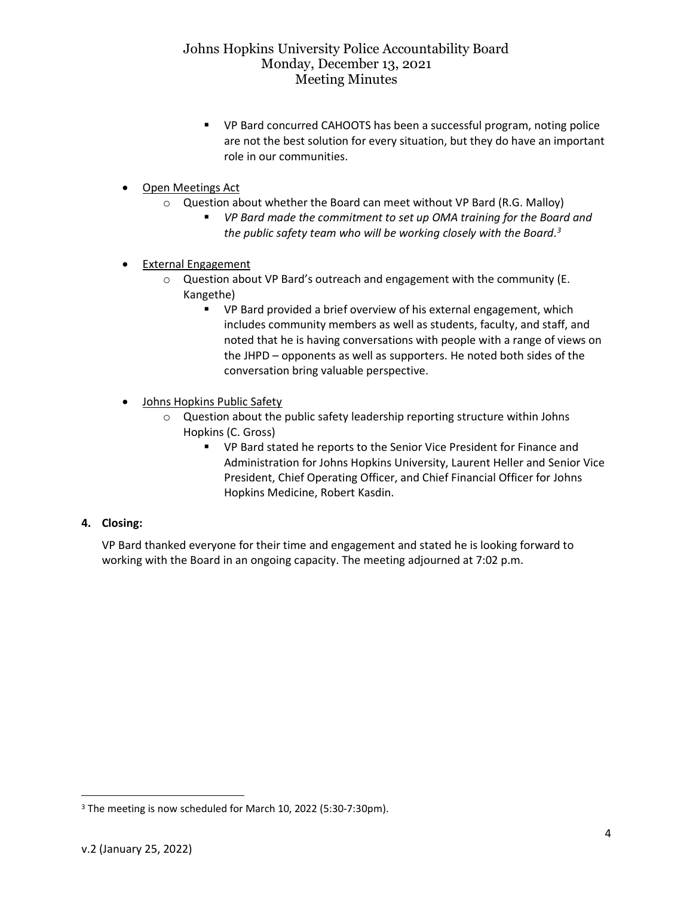- VP Bard concurred CAHOOTS has been a successful program, noting police are not the best solution for every situation, but they do have an important role in our communities.

- <u>Open Meetings Act</u>
  - Question about whether the Board can meet without VP Bard (R.G. Malloy)
    - *VP Bard made the commitment to set up OMA training for the Board and the public safety team who will be working closely with the Board.*[3]

- <u>External Engagement</u>
  - Question about VP Bard's outreach and engagement with the community (E. Kangethe)
    - VP Bard provided a brief overview of his external engagement, which includes community members as well as students, faculty, and staff, and noted that he is having conversations with people with a range of views on the JHPD – opponents as well as supporters. He noted both sides of the conversation bring valuable perspective.

- <u>Johns Hopkins Public Safety</u>
  - Question about the public safety leadership reporting structure within Johns Hopkins (C. Gross)
    - VP Bard stated he reports to the Senior Vice President for Finance and Administration for Johns Hopkins University, Laurent Heller and Senior Vice President, Chief Operating Officer, and Chief Financial Officer for Johns Hopkins Medicine, Robert Kasdin.

**4. Closing:**

VP Bard thanked everyone for their time and engagement and stated he is looking forward to working with the Board in an ongoing capacity. The meeting adjourned at 7:02 p.m.

[3] The meeting is now scheduled for March 10, 2022 (5:30-7:30pm).

v.2 (January 25, 2022)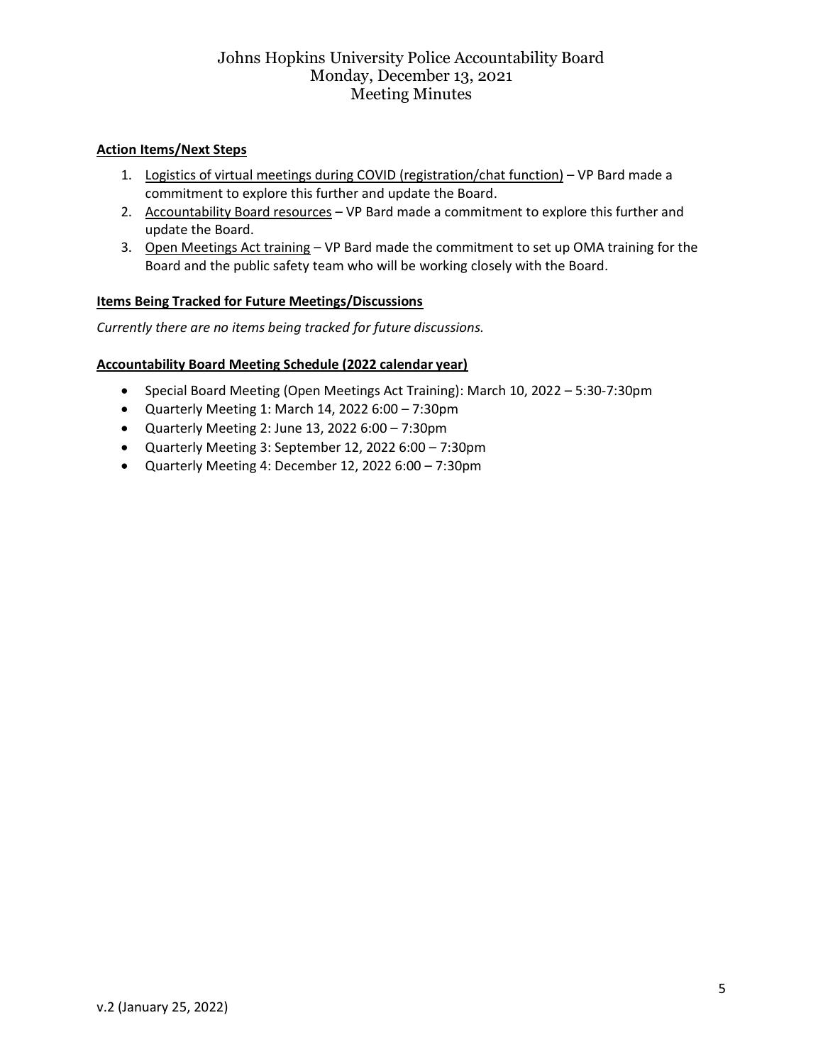**Action Items/Next Steps**

1. Logistics of virtual meetings during COVID (registration/chat function) – VP Bard made a commitment to explore this further and update the Board.
2. Accountability Board resources – VP Bard made a commitment to explore this further and update the Board.
3. Open Meetings Act training – VP Bard made the commitment to set up OMA training for the Board and the public safety team who will be working closely with the Board.

**Items Being Tracked for Future Meetings/Discussions**

*Currently there are no items being tracked for future discussions.*

**Accountability Board Meeting Schedule (2022 calendar year)**

- Special Board Meeting (Open Meetings Act Training): March 10, 2022 – 5:30-7:30pm
- Quarterly Meeting 1: March 14, 2022 6:00 – 7:30pm
- Quarterly Meeting 2: June 13, 2022 6:00 – 7:30pm
- Quarterly Meeting 3: September 12, 2022 6:00 – 7:30pm
- Quarterly Meeting 4: December 12, 2022 6:00 – 7:30pm

v.2 (January 25, 2022)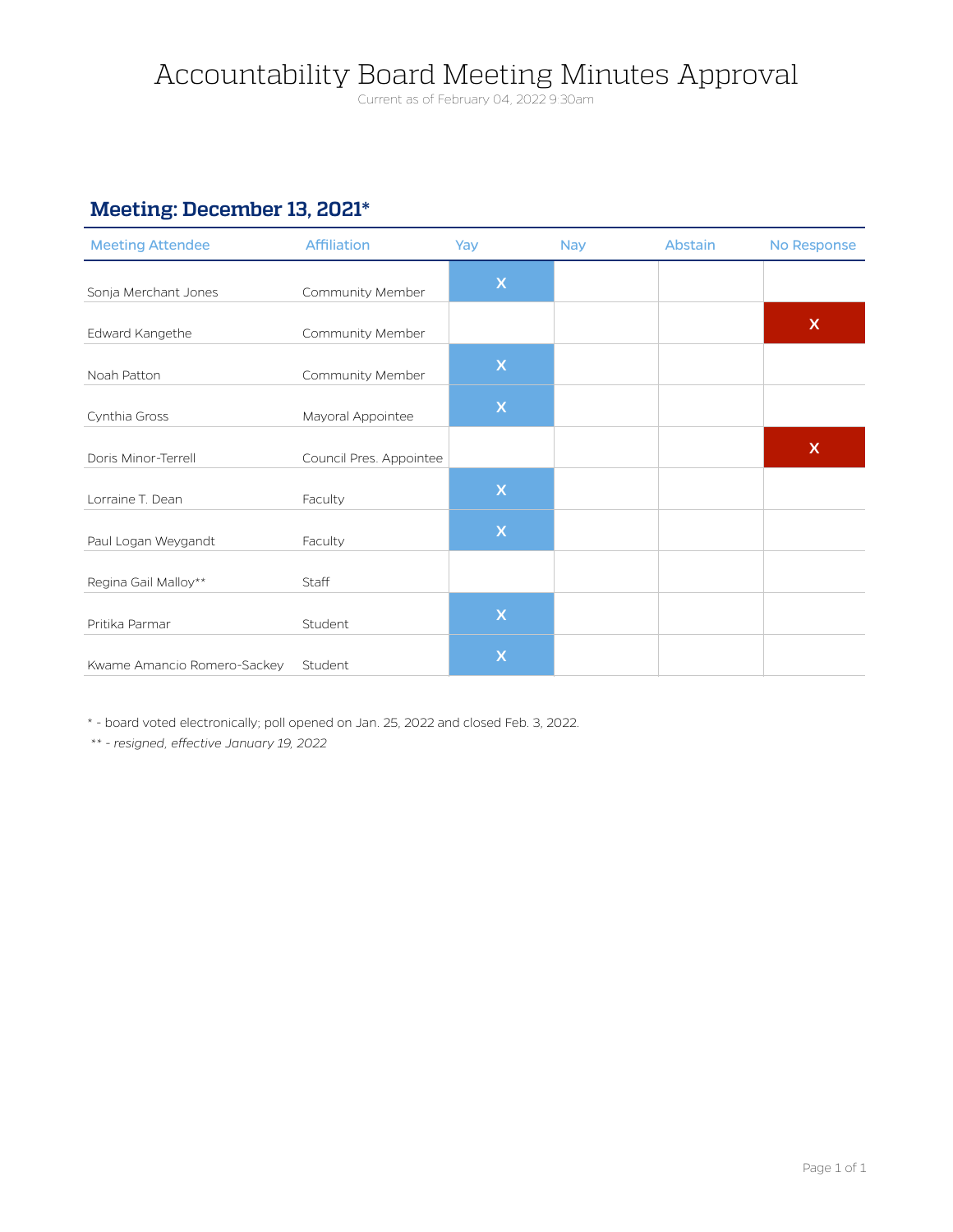# Accountability Board Meeting Minutes Approval

Current as of February 04, 2022 9:30am

## Meeting: December 13, 2021*

| Meeting Attendee | Affiliation | Yay | Nay | Abstain | No Response |
|---|---|---|---|---|---|
| Sonja Merchant Jones | Community Member | X | | | |
| Edward Kangethe | Community Member | | | | X |
| Noah Patton | Community Member | X | | | |
| Cynthia Gross | Mayoral Appointee | X | | | |
| Doris Minor-Terrell | Council Pres. Appointee | | | | X |
| Lorraine T. Dean | Faculty | X | | | |
| Paul Logan Weygandt | Faculty | X | | | |
| Regina Gail Malloy** | Staff | | | | |
| Pritika Parmar | Student | X | | | |
| Kwame Amancio Romero-Sackey | Student | X | | | |

* - board voted electronically; poll opened on Jan. 25, 2022 and closed Feb. 3, 2022.

*** - resigned, effective January 19, 2022*